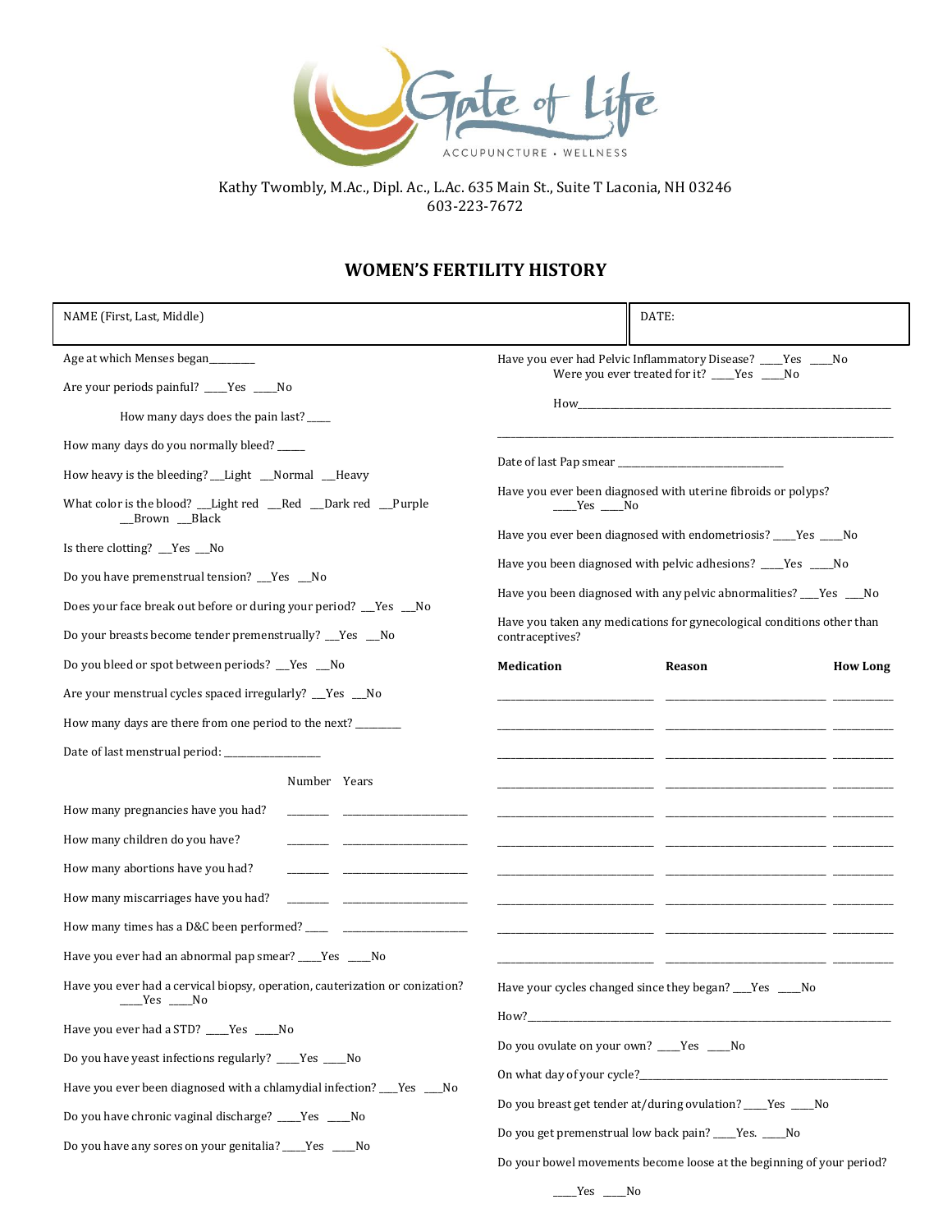Gate of Life
ACUPUNCTURE • WELLNESS

Kathy Twombly, M.Ac., Dipl. Ac., L.Ac. 635 Main St., Suite T Laconia, NH 03246
603-223-7672

# WOMEN'S FERTILITY HISTORY

| NAME (First, Last, Middle) | DATE: |
|---|---|
| | |

Age at which Menses began________

Are your periods painful? ____Yes ____No

How many days does the pain last? ____

How many days do you normally bleed? _____

How heavy is the bleeding? __Light __Normal __Heavy

What color is the blood? __Light red __Red __Dark red __Purple __Brown __Black

Is there clotting? __Yes __No

Do you have premenstrual tension? __Yes __No

Does your face break out before or during your period? __Yes __No

Do your breasts become tender premenstrually? __Yes __No

Do you bleed or spot between periods? __Yes __No

Are your menstrual cycles spaced irregularly? __Yes __No

How many days are there from one period to the next? ________

Date of last menstrual period: ___________________

| | Number | Years |
|---|---|---|
| How many pregnancies have you had? | _______ | _______________________ |
| How many children do you have? | _______ | _______________________ |
| How many abortions have you had? | _______ | _______________________ |
| How many miscarriages have you had? | _______ | _______________________ |
| How many times has a D&C been performed? | ____ | _______________________ |

Have you ever had an abnormal pap smear? ____Yes ____No

Have you ever had a cervical biopsy, operation, cauterization or conization? ____Yes ____No

Have you ever had a STD? ____Yes ____No

Do you have yeast infections regularly? ____Yes ____No

Have you ever been diagnosed with a chlamydial infection? ___Yes ___No

Do you have chronic vaginal discharge? ____Yes ____No

Do you have any sores on your genitalia? ____Yes ____No

Have you ever had Pelvic Inflammatory Disease? ____Yes ____No
Were you ever treated for it? ____Yes ____No

How________________________________________________________________

___________________________________________________________________________

Date of last Pap smear ______________________________

Have you ever been diagnosed with uterine fibroids or polyps? ____Yes ____No

Have you ever been diagnosed with endometriosis? ____Yes ____No

Have you been diagnosed with pelvic adhesions? ____Yes ____No

Have you been diagnosed with any pelvic abnormalities? ___Yes ___No

Have you taken any medications for gynecological conditions other than contraceptives?

| **Medication** | **Reason** | **How Long** |
|---|---|---|
| | | |
| | | |
| | | |
| | | |
| | | |
| | | |
| | | |
| | | |
| | | |
| | | |

Have your cycles changed since they began? ___Yes ____No

How?_______________________________________________________________

Do you ovulate on your own? ____Yes ____No

On what day of your cycle?_____________________________________________

Do you breast get tender at/during ovulation? ____Yes ____No

Do you get premenstrual low back pain? ____Yes. ____No

Do your bowel movements become loose at the beginning of your period? ____Yes ____No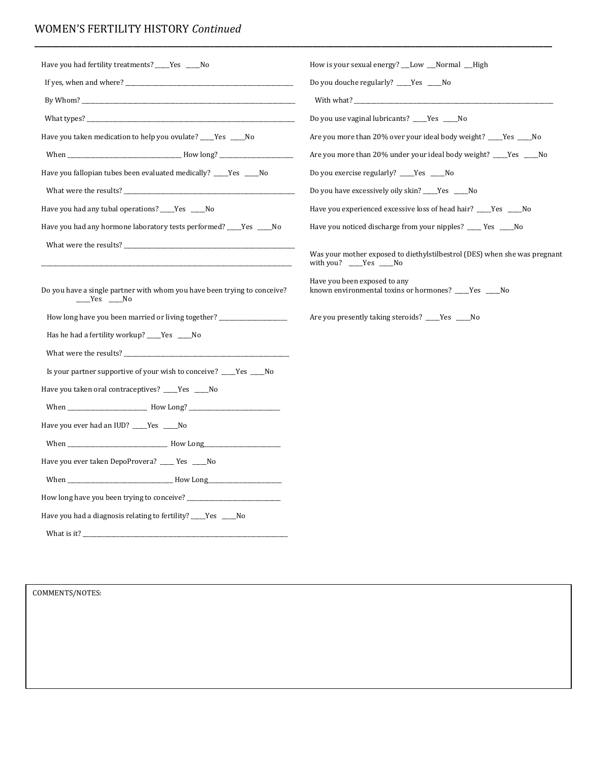# WOMEN'S FERTILITY HISTORY *Continued*

Have you had fertility treatments? _____Yes _____No

If yes, when and where? ____________________________________________________________

By Whom? ____________________________________________________________________

What types? __________________________________________________________________

Have you taken medication to help you ovulate? _____Yes _____No

When _________________________________ How long? _______________________

Have you fallopian tubes been evaluated medically? _____Yes _____No

What were the results? ______________________________________________________

Have you had any tubal operations? _____Yes _____No

Have you had any hormone laboratory tests performed? _____Yes _____No

What were the results? ______________________________________________________

__________________________________________________________________________

Do you have a single partner with whom you have been trying to conceive? _____Yes _____No

How long have you been married or living together? ______________________

Has he had a fertility workup? _____Yes _____No

What were the results? ______________________________________________________

Is your partner supportive of your wish to conceive? _____Yes _____No

Have you taken oral contraceptives? _____Yes _____No

When __________________________ How Long? _______________________________

Have you ever had an IUD? _____Yes _____No

When ______________________________ How Long________________________

Have you ever taken DepoProvera? _____ Yes _____No

When ______________________________ How Long________________________

How long have you been trying to conceive? ______________________________

Have you had a diagnosis relating to fertility? _____Yes _____No

What is it? ____________________________________________________________________

How is your sexual energy? ___Low ___Normal ___High

Do you douche regularly? _____Yes _____No

With what? ____________________________________________________________________

Do you use vaginal lubricants? _____Yes _____No

Are you more than 20% over your ideal body weight? _____Yes _____No

Are you more than 20% under your ideal body weight? _____Yes _____No

Do you exercise regularly? _____Yes _____No

Do you have excessively oily skin? _____Yes _____No

Have you experienced excessive loss of head hair? _____Yes _____No

Have you noticed discharge from your nipples? _____ Yes _____No

Was your mother exposed to diethylstilbestrol (DES) when she was pregnant with you? _____Yes _____No

Have you been exposed to any known environmental toxins or hormones? _____Yes _____No

Are you presently taking steroids? _____Yes _____No

COMMENTS/NOTES: